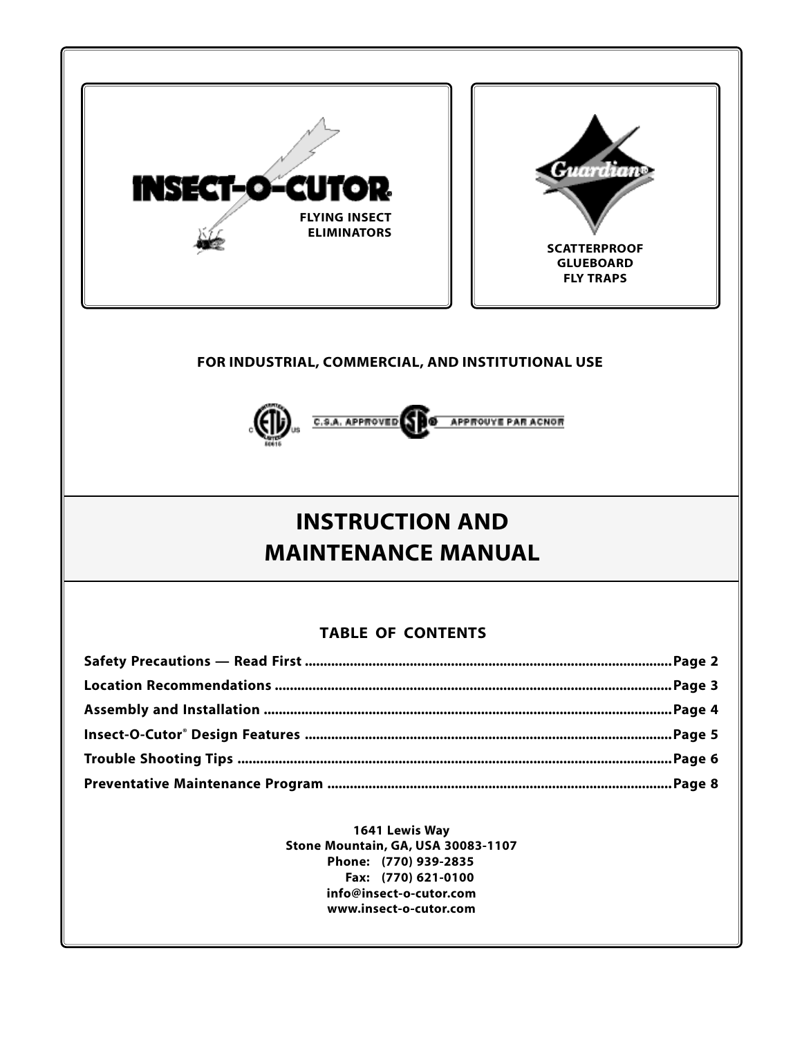INSECT-O-CUTOR®

FLYING INSECT ELIMINATORS

Guardian®

SCATTERPROOF GLUEBOARD FLY TRAPS

**FOR INDUSTRIAL, COMMERCIAL, AND INSTITUTIONAL USE**

C.S.A. APPROVED APPROUVE PAR ACNOR

# INSTRUCTION AND MAINTENANCE MANUAL

## TABLE OF CONTENTS

| | |
|---|---|
| Safety Precautions — Read First | Page 2 |
| Location Recommendations | Page 3 |
| Assembly and Installation | Page 4 |
| Insect-O-Cutor® Design Features | Page 5 |
| Trouble Shooting Tips | Page 6 |
| Preventative Maintenance Program | Page 8 |

**1641 Lewis Way**
**Stone Mountain, GA, USA 30083-1107**
**Phone: (770) 939-2835**
**Fax: (770) 621-0100**
**info@insect-o-cutor.com**
**www.insect-o-cutor.com**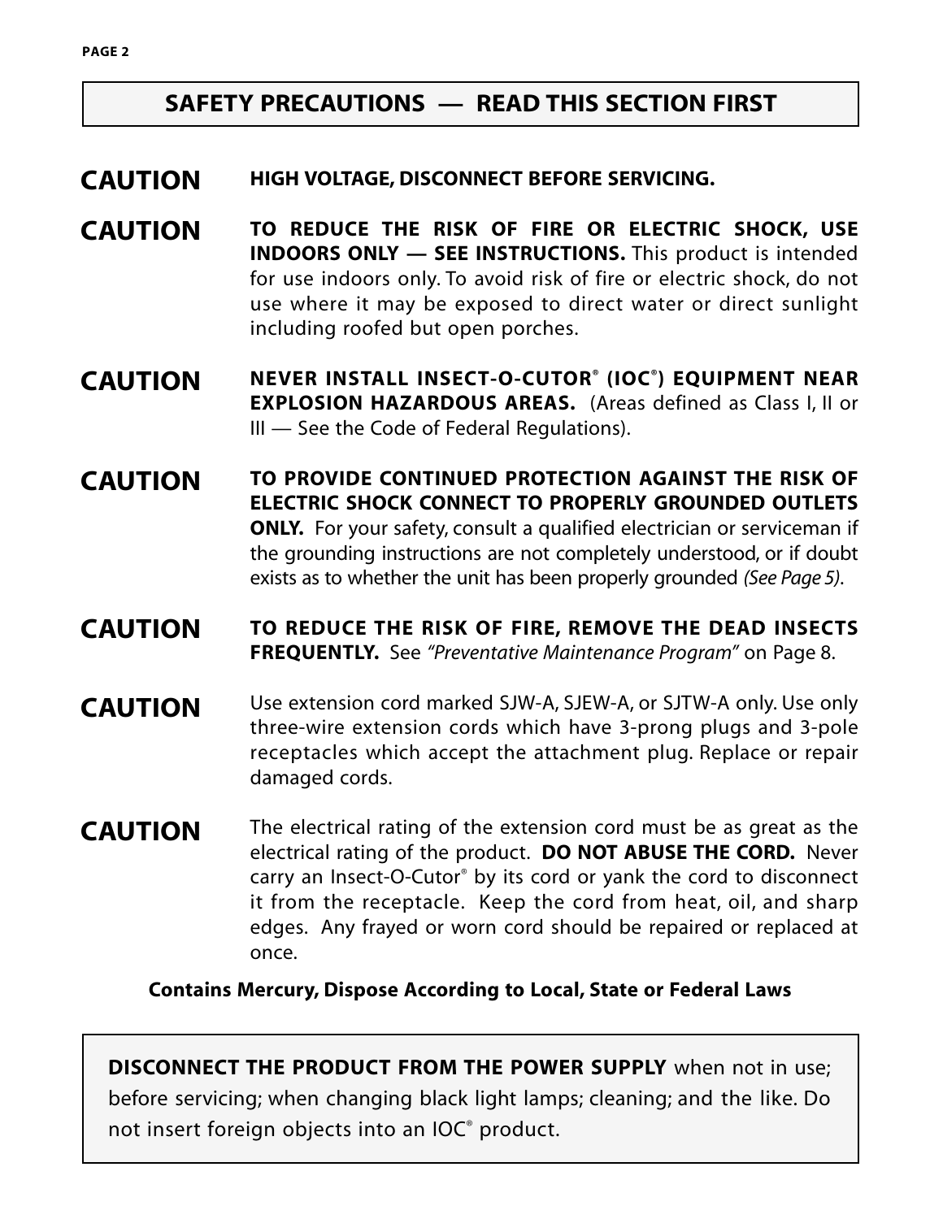## SAFETY PRECAUTIONS — READ THIS SECTION FIRST

**CAUTION** **HIGH VOLTAGE, DISCONNECT BEFORE SERVICING.**

**CAUTION** **TO REDUCE THE RISK OF FIRE OR ELECTRIC SHOCK, USE INDOORS ONLY — SEE INSTRUCTIONS.** This product is intended for use indoors only. To avoid risk of fire or electric shock, do not use where it may be exposed to direct water or direct sunlight including roofed but open porches.

**CAUTION** **NEVER INSTALL INSECT-O-CUTOR® (IOC®) EQUIPMENT NEAR EXPLOSION HAZARDOUS AREAS.** (Areas defined as Class I, II or III — See the Code of Federal Regulations).

**CAUTION** **TO PROVIDE CONTINUED PROTECTION AGAINST THE RISK OF ELECTRIC SHOCK CONNECT TO PROPERLY GROUNDED OUTLETS ONLY.** For your safety, consult a qualified electrician or serviceman if the grounding instructions are not completely understood, or if doubt exists as to whether the unit has been properly grounded *(See Page 5)*.

**CAUTION** **TO REDUCE THE RISK OF FIRE, REMOVE THE DEAD INSECTS FREQUENTLY.** See *"Preventative Maintenance Program"* on Page 8.

**CAUTION** Use extension cord marked SJW-A, SJEW-A, or SJTW-A only. Use only three-wire extension cords which have 3-prong plugs and 3-pole receptacles which accept the attachment plug. Replace or repair damaged cords.

**CAUTION** The electrical rating of the extension cord must be as great as the electrical rating of the product. **DO NOT ABUSE THE CORD.** Never carry an Insect-O-Cutor® by its cord or yank the cord to disconnect it from the receptacle. Keep the cord from heat, oil, and sharp edges. Any frayed or worn cord should be repaired or replaced at once.

**Contains Mercury, Dispose According to Local, State or Federal Laws**

**DISCONNECT THE PRODUCT FROM THE POWER SUPPLY** when not in use; before servicing; when changing black light lamps; cleaning; and the like. Do not insert foreign objects into an IOC® product.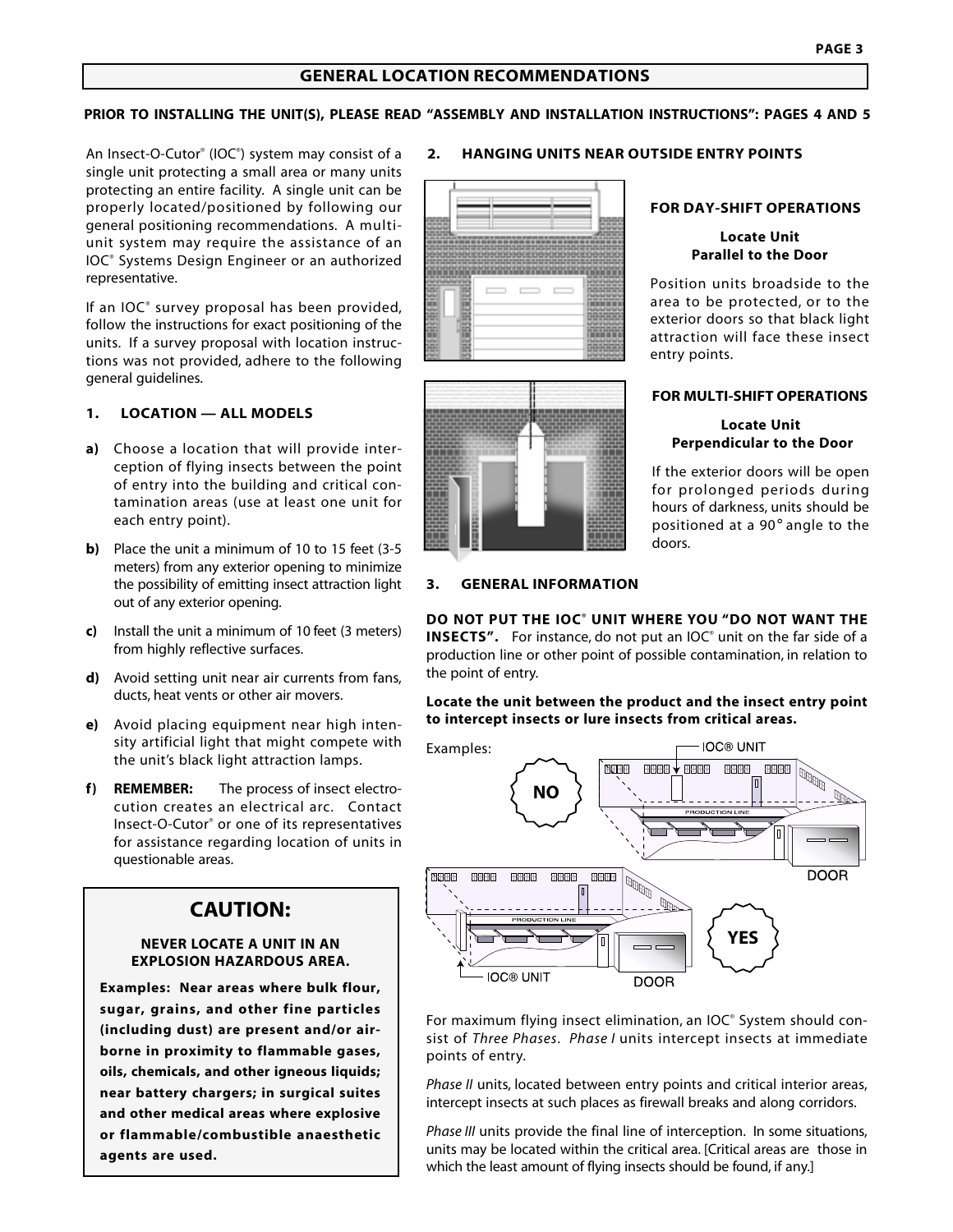## GENERAL LOCATION RECOMMENDATIONS

**PRIOR TO INSTALLING THE UNIT(S), PLEASE READ "ASSEMBLY AND INSTALLATION INSTRUCTIONS": PAGES 4 AND 5**

An Insect-O-Cutor® (IOC®) system may consist of a single unit protecting a small area or many units protecting an entire facility. A single unit can be properly located/positioned by following our general positioning recommendations. A multi-unit system may require the assistance of an IOC® Systems Design Engineer or an authorized representative.

If an IOC® survey proposal has been provided, follow the instructions for exact positioning of the units. If a survey proposal with location instructions was not provided, adhere to the following general guidelines.

### 1. LOCATION — ALL MODELS

- **a)** Choose a location that will provide interception of flying insects between the point of entry into the building and critical contamination areas (use at least one unit for each entry point).
- **b)** Place the unit a minimum of 10 to 15 feet (3-5 meters) from any exterior opening to minimize the possibility of emitting insect attraction light out of any exterior opening.
- **c)** Install the unit a minimum of 10 feet (3 meters) from highly reflective surfaces.
- **d)** Avoid setting unit near air currents from fans, ducts, heat vents or other air movers.
- **e)** Avoid placing equipment near high intensity artificial light that might compete with the unit's black light attraction lamps.
- **f)** **REMEMBER:** The process of insect electrocution creates an electrical arc. Contact Insect-O-Cutor® or one of its representatives for assistance regarding location of units in questionable areas.

> ## CAUTION:
>
> **NEVER LOCATE A UNIT IN AN EXPLOSION HAZARDOUS AREA.**
>
> **Examples: Near areas where bulk flour, sugar, grains, and other fine particles (including dust) are present and/or airborne in proximity to flammable gases, oils, chemicals, and other igneous liquids; near battery chargers; in surgical suites and other medical areas where explosive or flammable/combustible anaesthetic agents are used.**

### 2. HANGING UNITS NEAR OUTSIDE ENTRY POINTS

#### FOR DAY-SHIFT OPERATIONS

**Locate Unit Parallel to the Door**

Position units broadside to the area to be protected, or to the exterior doors so that black light attraction will face these insect entry points.

#### FOR MULTI-SHIFT OPERATIONS

**Locate Unit Perpendicular to the Door**

If the exterior doors will be open for prolonged periods during hours of darkness, units should be positioned at a 90° angle to the doors.

### 3. GENERAL INFORMATION

**DO NOT PUT THE IOC® UNIT WHERE YOU "DO NOT WANT THE INSECTS".** For instance, do not put an IOC® unit on the far side of a production line or other point of possible contamination, in relation to the point of entry.

**Locate the unit between the product and the insect entry point to intercept insects or lure insects from critical areas.**

Examples:

NO — IOC® UNIT, PRODUCTION LINE, DOOR

YES — IOC® UNIT, PRODUCTION LINE, DOOR

For maximum flying insect elimination, an IOC® System should consist of *Three Phases*. *Phase I* units intercept insects at immediate points of entry.

*Phase II* units, located between entry points and critical interior areas, intercept insects at such places as firewall breaks and along corridors.

*Phase III* units provide the final line of interception. In some situations, units may be located within the critical area. [Critical areas are those in which the least amount of flying insects should be found, if any.]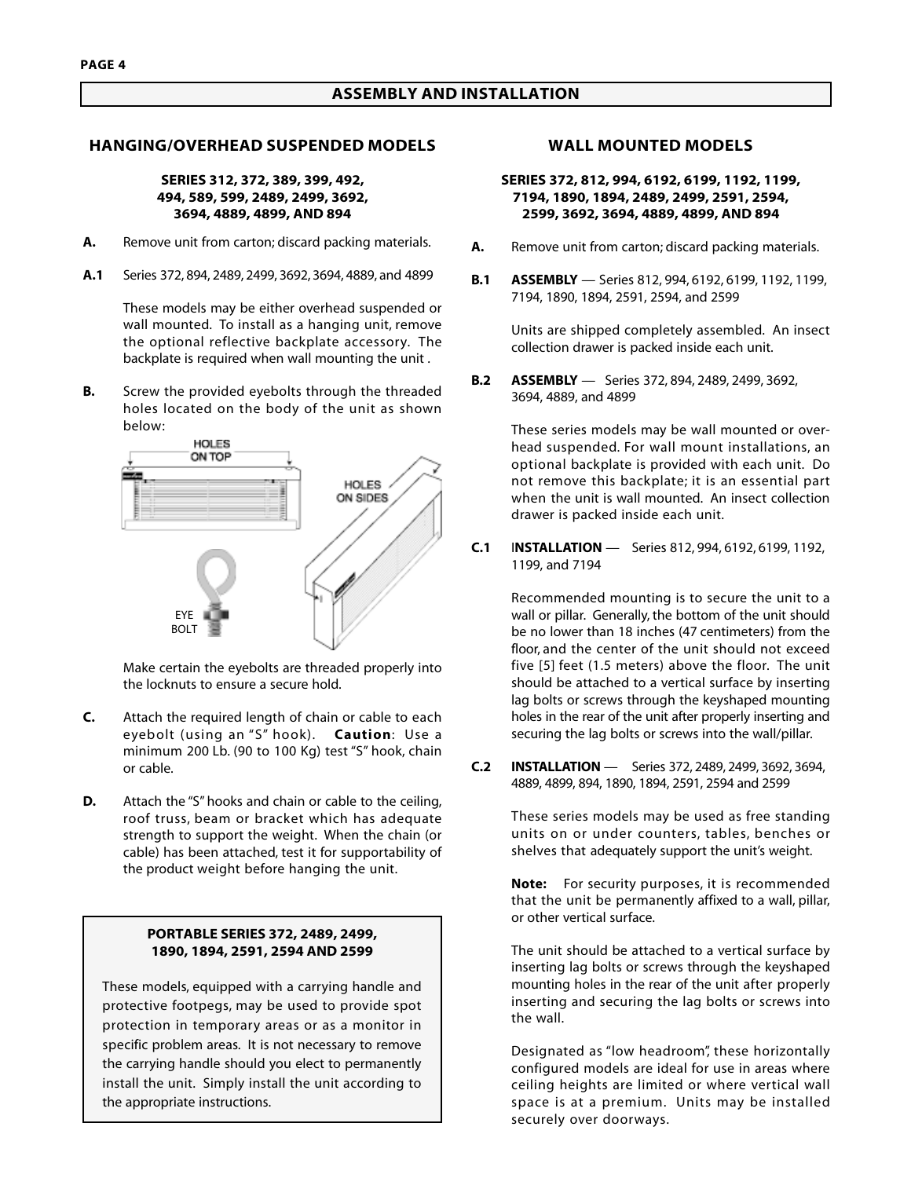# ASSEMBLY AND INSTALLATION

## HANGING/OVERHEAD SUSPENDED MODELS

**SERIES 312, 372, 389, 399, 492, 494, 589, 599, 2489, 2499, 3692, 3694, 4889, 4899, AND 894**

**A.** Remove unit from carton; discard packing materials.

**A.1** Series 372, 894, 2489, 2499, 3692, 3694, 4889, and 4899

These models may be either overhead suspended or wall mounted. To install as a hanging unit, remove the optional reflective backplate accessory. The backplate is required when wall mounting the unit .

**B.** Screw the provided eyebolts through the threaded holes located on the body of the unit as shown below:

HOLES ON TOP

HOLES ON SIDES

EYE BOLT

Make certain the eyebolts are threaded properly into the locknuts to ensure a secure hold.

**C.** Attach the required length of chain or cable to each eyebolt (using an "S" hook). **Caution**: Use a minimum 200 Lb. (90 to 100 Kg) test "S" hook, chain or cable.

**D.** Attach the "S" hooks and chain or cable to the ceiling, roof truss, beam or bracket which has adequate strength to support the weight. When the chain (or cable) has been attached, test it for supportability of the product weight before hanging the unit.

**PORTABLE SERIES 372, 2489, 2499, 1890, 1894, 2591, 2594 AND 2599**

These models, equipped with a carrying handle and protective footpegs, may be used to provide spot protection in temporary areas or as a monitor in specific problem areas. It is not necessary to remove the carrying handle should you elect to permanently install the unit. Simply install the unit according to the appropriate instructions.

## WALL MOUNTED MODELS

**SERIES 372, 812, 994, 6192, 6199, 1192, 1199, 7194, 1890, 1894, 2489, 2499, 2591, 2594, 2599, 3692, 3694, 4889, 4899, AND 894**

**A.** Remove unit from carton; discard packing materials.

**B.1** **ASSEMBLY** — Series 812, 994, 6192, 6199, 1192, 1199, 7194, 1890, 1894, 2591, 2594, and 2599

Units are shipped completely assembled. An insect collection drawer is packed inside each unit.

**B.2** **ASSEMBLY** — Series 372, 894, 2489, 2499, 3692, 3694, 4889, and 4899

These series models may be wall mounted or overhead suspended. For wall mount installations, an optional backplate is provided with each unit. Do not remove this backplate; it is an essential part when the unit is wall mounted. An insect collection drawer is packed inside each unit.

**C.1** **INSTALLATION** — Series 812, 994, 6192, 6199, 1192, 1199, and 7194

Recommended mounting is to secure the unit to a wall or pillar. Generally, the bottom of the unit should be no lower than 18 inches (47 centimeters) from the floor, and the center of the unit should not exceed five [5] feet (1.5 meters) above the floor. The unit should be attached to a vertical surface by inserting lag bolts or screws through the keyshaped mounting holes in the rear of the unit after properly inserting and securing the lag bolts or screws into the wall/pillar.

**C.2** **INSTALLATION** — Series 372, 2489, 2499, 3692, 3694, 4889, 4899, 894, 1890, 1894, 2591, 2594 and 2599

These series models may be used as free standing units on or under counters, tables, benches or shelves that adequately support the unit's weight.

**Note:** For security purposes, it is recommended that the unit be permanently affixed to a wall, pillar, or other vertical surface.

The unit should be attached to a vertical surface by inserting lag bolts or screws through the keyshaped mounting holes in the rear of the unit after properly inserting and securing the lag bolts or screws into the wall.

Designated as "low headroom", these horizontally configured models are ideal for use in areas where ceiling heights are limited or where vertical wall space is at a premium. Units may be installed securely over doorways.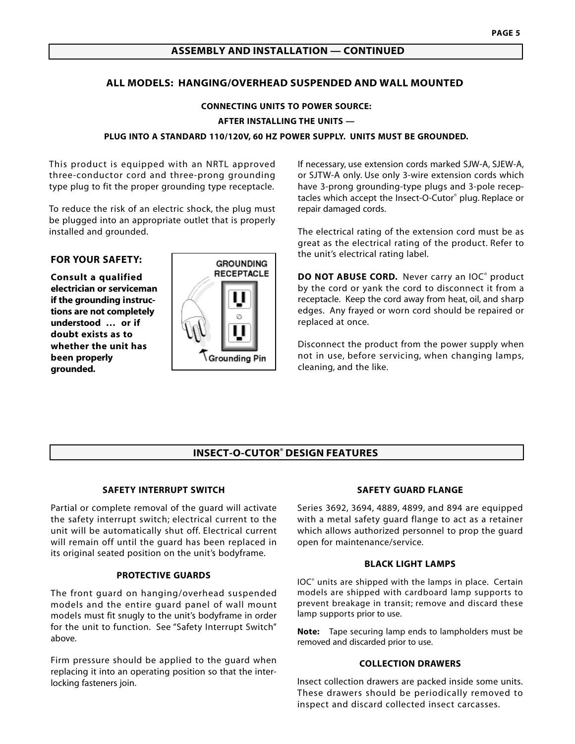## ASSEMBLY AND INSTALLATION — CONTINUED

### ALL MODELS: HANGING/OVERHEAD SUSPENDED AND WALL MOUNTED

**CONNECTING UNITS TO POWER SOURCE:**

**AFTER INSTALLING THE UNITS —**

**PLUG INTO A STANDARD 110/120V, 60 HZ POWER SUPPLY. UNITS MUST BE GROUNDED.**

This product is equipped with an NRTL approved three-conductor cord and three-prong grounding type plug to fit the proper grounding type receptacle.

To reduce the risk of an electric shock, the plug must be plugged into an appropriate outlet that is properly installed and grounded.

**FOR YOUR SAFETY:**

**Consult a qualified electrician or serviceman if the grounding instructions are not completely understood … or if doubt exists as to whether the unit has been properly grounded.**

GROUNDING RECEPTACLE

Grounding Pin

If necessary, use extension cords marked SJW-A, SJEW-A, or SJTW-A only. Use only 3-wire extension cords which have 3-prong grounding-type plugs and 3-pole receptacles which accept the Insect-O-Cutor® plug. Replace or repair damaged cords.

The electrical rating of the extension cord must be as great as the electrical rating of the product. Refer to the unit's electrical rating label.

**DO NOT ABUSE CORD.** Never carry an IOC® product by the cord or yank the cord to disconnect it from a receptacle. Keep the cord away from heat, oil, and sharp edges. Any frayed or worn cord should be repaired or replaced at once.

Disconnect the product from the power supply when not in use, before servicing, when changing lamps, cleaning, and the like.

## INSECT-O-CUTOR® DESIGN FEATURES

### SAFETY INTERRUPT SWITCH

Partial or complete removal of the guard will activate the safety interrupt switch; electrical current to the unit will be automatically shut off. Electrical current will remain off until the guard has been replaced in its original seated position on the unit's bodyframe.

### PROTECTIVE GUARDS

The front guard on hanging/overhead suspended models and the entire guard panel of wall mount models must fit snugly to the unit's bodyframe in order for the unit to function. See "Safety Interrupt Switch" above.

Firm pressure should be applied to the guard when replacing it into an operating position so that the interlocking fasteners join.

### SAFETY GUARD FLANGE

Series 3692, 3694, 4889, 4899, and 894 are equipped with a metal safety guard flange to act as a retainer which allows authorized personnel to prop the guard open for maintenance/service.

### BLACK LIGHT LAMPS

IOC® units are shipped with the lamps in place. Certain models are shipped with cardboard lamp supports to prevent breakage in transit; remove and discard these lamp supports prior to use.

**Note:** Tape securing lamp ends to lampholders must be removed and discarded prior to use.

### COLLECTION DRAWERS

Insect collection drawers are packed inside some units. These drawers should be periodically removed to inspect and discard collected insect carcasses.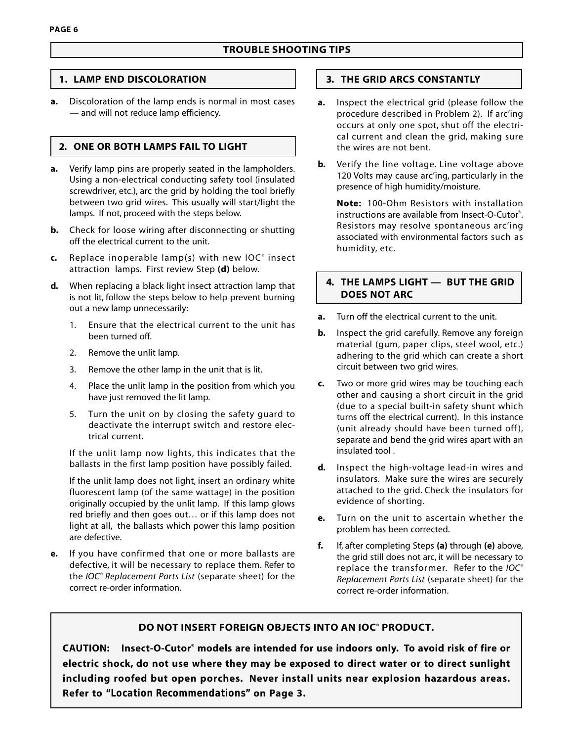# TROUBLE SHOOTING TIPS

## 1. LAMP END DISCOLORATION

**a.** Discoloration of the lamp ends is normal in most cases — and will not reduce lamp efficiency.

## 2. ONE OR BOTH LAMPS FAIL TO LIGHT

**a.** Verify lamp pins are properly seated in the lampholders. Using a non-electrical conducting safety tool (insulated screwdriver, etc.), arc the grid by holding the tool briefly between two grid wires. This usually will start/light the lamps. If not, proceed with the steps below.

**b.** Check for loose wiring after disconnecting or shutting off the electrical current to the unit.

**c.** Replace inoperable lamp(s) with new IOC® insect attraction lamps. First review Step **(d)** below.

**d.** When replacing a black light insect attraction lamp that is not lit, follow the steps below to help prevent burning out a new lamp unnecessarily:

1. Ensure that the electrical current to the unit has been turned off.
2. Remove the unlit lamp.
3. Remove the other lamp in the unit that is lit.
4. Place the unlit lamp in the position from which you have just removed the lit lamp.
5. Turn the unit on by closing the safety guard to deactivate the interrupt switch and restore electrical current.

If the unlit lamp now lights, this indicates that the ballasts in the first lamp position have possibly failed.

If the unlit lamp does not light, insert an ordinary white fluorescent lamp (of the same wattage) in the position originally occupied by the unlit lamp. If this lamp glows red briefly and then goes out… or if this lamp does not light at all, the ballasts which power this lamp position are defective.

**e.** If you have confirmed that one or more ballasts are defective, it will be necessary to replace them. Refer to the *IOC® Replacement Parts List* (separate sheet) for the correct re-order information.

## 3. THE GRID ARCS CONSTANTLY

**a.** Inspect the electrical grid (please follow the procedure described in Problem 2). If arc'ing occurs at only one spot, shut off the electrical current and clean the grid, making sure the wires are not bent.

**b.** Verify the line voltage. Line voltage above 120 Volts may cause arc'ing, particularly in the presence of high humidity/moisture.

**Note:** 100-Ohm Resistors with installation instructions are available from Insect-O-Cutor®. Resistors may resolve spontaneous arc'ing associated with environmental factors such as humidity, etc.

## 4. THE LAMPS LIGHT — BUT THE GRID DOES NOT ARC

**a.** Turn off the electrical current to the unit.

**b.** Inspect the grid carefully. Remove any foreign material (gum, paper clips, steel wool, etc.) adhering to the grid which can create a short circuit between two grid wires.

**c.** Two or more grid wires may be touching each other and causing a short circuit in the grid (due to a special built-in safety shunt which turns off the electrical current). In this instance (unit already should have been turned off), separate and bend the grid wires apart with an insulated tool .

**d.** Inspect the high-voltage lead-in wires and insulators. Make sure the wires are securely attached to the grid. Check the insulators for evidence of shorting.

**e.** Turn on the unit to ascertain whether the problem has been corrected.

**f.** If, after completing Steps **(a)** through **(e)** above, the grid still does not arc, it will be necessary to replace the transformer. Refer to the *IOC® Replacement Parts List* (separate sheet) for the correct re-order information.

**DO NOT INSERT FOREIGN OBJECTS INTO AN IOC® PRODUCT.**

**CAUTION: Insect-O-Cutor® models are intended for use indoors only. To avoid risk of fire or electric shock, do not use where they may be exposed to direct water or to direct sunlight including roofed but open porches. Never install units near explosion hazardous areas. Refer to *"Location Recommendations"* on Page 3.**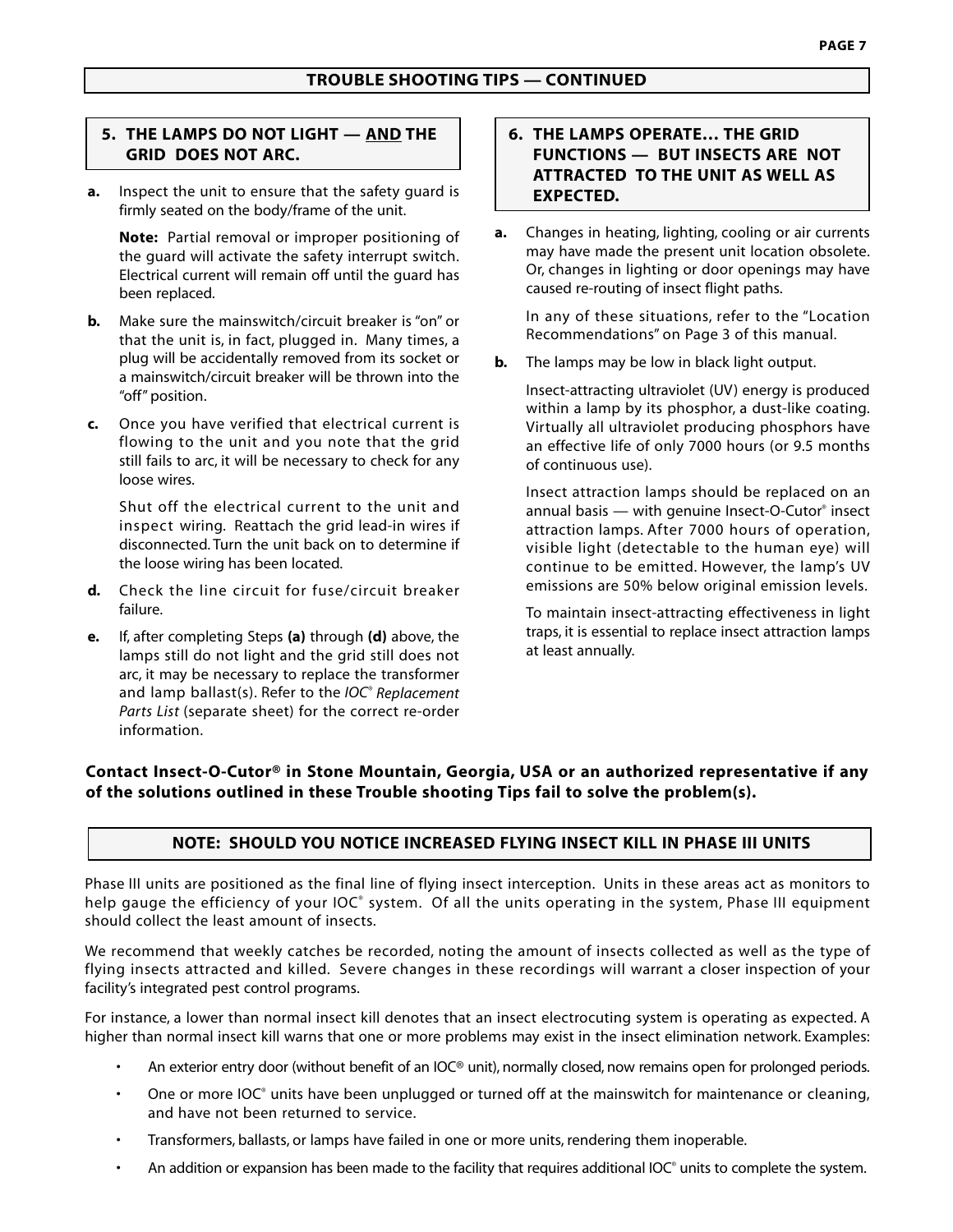## TROUBLE SHOOTING TIPS — CONTINUED

### 5. THE LAMPS DO NOT LIGHT — AND THE GRID DOES NOT ARC.

**a.** Inspect the unit to ensure that the safety guard is firmly seated on the body/frame of the unit.

**Note:** Partial removal or improper positioning of the guard will activate the safety interrupt switch. Electrical current will remain off until the guard has been replaced.

**b.** Make sure the mainswitch/circuit breaker is "on" or that the unit is, in fact, plugged in. Many times, a plug will be accidentally removed from its socket or a mainswitch/circuit breaker will be thrown into the "off" position.

**c.** Once you have verified that electrical current is flowing to the unit and you note that the grid still fails to arc, it will be necessary to check for any loose wires.

Shut off the electrical current to the unit and inspect wiring. Reattach the grid lead-in wires if disconnected. Turn the unit back on to determine if the loose wiring has been located.

**d.** Check the line circuit for fuse/circuit breaker failure.

**e.** If, after completing Steps **(a)** through **(d)** above, the lamps still do not light and the grid still does not arc, it may be necessary to replace the transformer and lamp ballast(s). Refer to the *IOC® Replacement Parts List* (separate sheet) for the correct re-order information.

### 6. THE LAMPS OPERATE… THE GRID FUNCTIONS — BUT INSECTS ARE NOT ATTRACTED TO THE UNIT AS WELL AS EXPECTED.

**a.** Changes in heating, lighting, cooling or air currents may have made the present unit location obsolete. Or, changes in lighting or door openings may have caused re-routing of insect flight paths.

In any of these situations, refer to the "Location Recommendations" on Page 3 of this manual.

**b.** The lamps may be low in black light output.

Insect-attracting ultraviolet (UV) energy is produced within a lamp by its phosphor, a dust-like coating. Virtually all ultraviolet producing phosphors have an effective life of only 7000 hours (or 9.5 months of continuous use).

Insect attraction lamps should be replaced on an annual basis — with genuine Insect-O-Cutor® insect attraction lamps. After 7000 hours of operation, visible light (detectable to the human eye) will continue to be emitted. However, the lamp's UV emissions are 50% below original emission levels.

To maintain insect-attracting effectiveness in light traps, it is essential to replace insect attraction lamps at least annually.

**Contact Insect-O-Cutor® in Stone Mountain, Georgia, USA or an authorized representative if any of the solutions outlined in these Trouble shooting Tips fail to solve the problem(s).**

## NOTE: SHOULD YOU NOTICE INCREASED FLYING INSECT KILL IN PHASE III UNITS

Phase III units are positioned as the final line of flying insect interception. Units in these areas act as monitors to help gauge the efficiency of your IOC® system. Of all the units operating in the system, Phase III equipment should collect the least amount of insects.

We recommend that weekly catches be recorded, noting the amount of insects collected as well as the type of flying insects attracted and killed. Severe changes in these recordings will warrant a closer inspection of your facility's integrated pest control programs.

For instance, a lower than normal insect kill denotes that an insect electrocuting system is operating as expected. A higher than normal insect kill warns that one or more problems may exist in the insect elimination network. Examples:

- An exterior entry door (without benefit of an IOC® unit), normally closed, now remains open for prolonged periods.
- One or more IOC® units have been unplugged or turned off at the mainswitch for maintenance or cleaning, and have not been returned to service.
- Transformers, ballasts, or lamps have failed in one or more units, rendering them inoperable.
- An addition or expansion has been made to the facility that requires additional IOC® units to complete the system.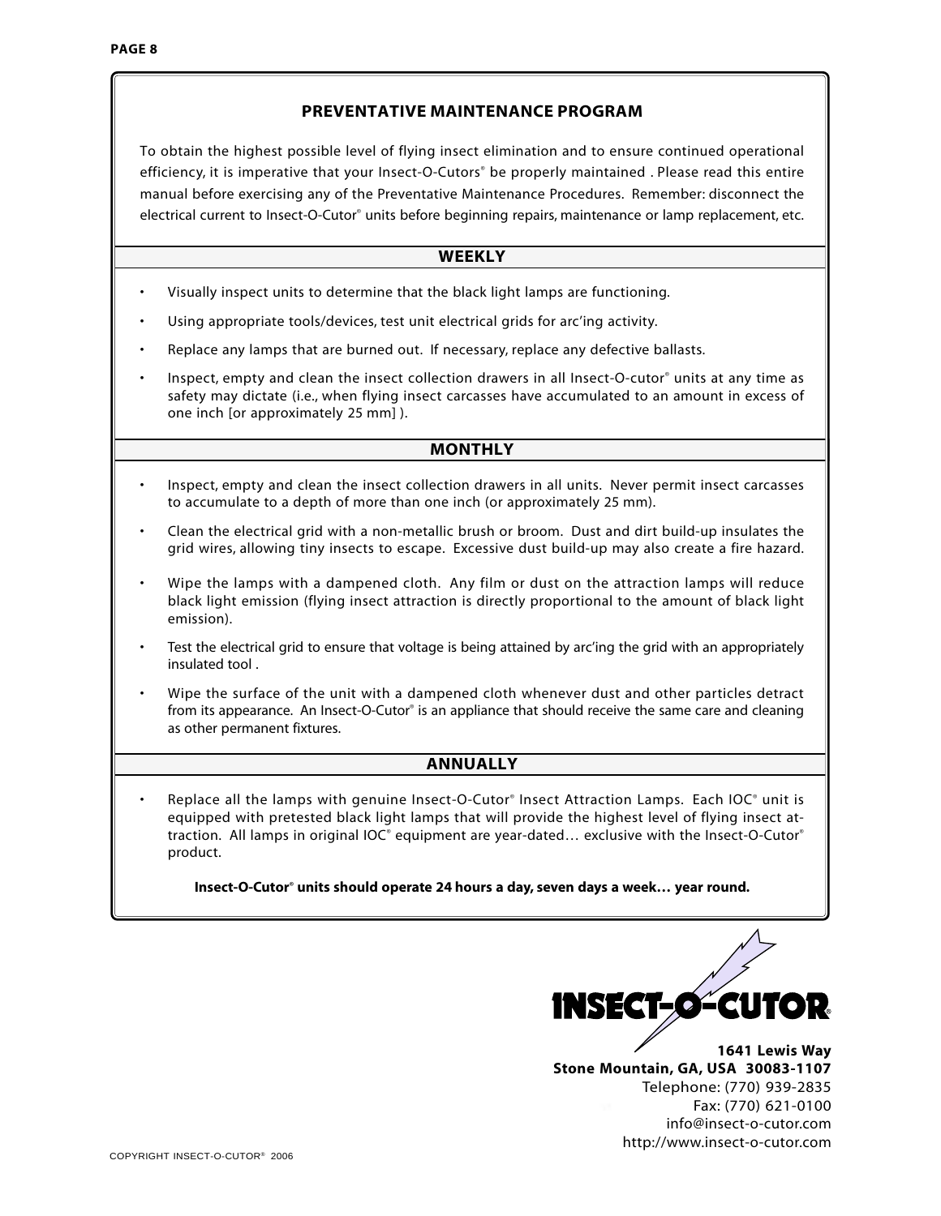## PREVENTATIVE MAINTENANCE PROGRAM

To obtain the highest possible level of flying insect elimination and to ensure continued operational efficiency, it is imperative that your Insect-O-Cutors® be properly maintained . Please read this entire manual before exercising any of the Preventative Maintenance Procedures. Remember: disconnect the electrical current to Insect-O-Cutor® units before beginning repairs, maintenance or lamp replacement, etc.

### WEEKLY

- Visually inspect units to determine that the black light lamps are functioning.
- Using appropriate tools/devices, test unit electrical grids for arc'ing activity.
- Replace any lamps that are burned out. If necessary, replace any defective ballasts.
- Inspect, empty and clean the insect collection drawers in all Insect-O-cutor® units at any time as safety may dictate (i.e., when flying insect carcasses have accumulated to an amount in excess of one inch [or approximately 25 mm] ).

### MONTHLY

- Inspect, empty and clean the insect collection drawers in all units. Never permit insect carcasses to accumulate to a depth of more than one inch (or approximately 25 mm).
- Clean the electrical grid with a non-metallic brush or broom. Dust and dirt build-up insulates the grid wires, allowing tiny insects to escape. Excessive dust build-up may also create a fire hazard.
- Wipe the lamps with a dampened cloth. Any film or dust on the attraction lamps will reduce black light emission (flying insect attraction is directly proportional to the amount of black light emission).
- Test the electrical grid to ensure that voltage is being attained by arc'ing the grid with an appropriately insulated tool .
- Wipe the surface of the unit with a dampened cloth whenever dust and other particles detract from its appearance. An Insect-O-Cutor® is an appliance that should receive the same care and cleaning as other permanent fixtures.

### ANNUALLY

- Replace all the lamps with genuine Insect-O-Cutor® Insect Attraction Lamps. Each IOC® unit is equipped with pretested black light lamps that will provide the highest level of flying insect attraction. All lamps in original IOC® equipment are year-dated… exclusive with the Insect-O-Cutor® product.

**Insect-O-Cutor® units should operate 24 hours a day, seven days a week… year round.**

INSECT-O-CUTOR®

**1641 Lewis Way**
**Stone Mountain, GA, USA 30083-1107**
Telephone: (770) 939-2835
Fax: (770) 621-0100
info@insect-o-cutor.com
http://www.insect-o-cutor.com

COPYRIGHT INSECT-O-CUTOR® 2006